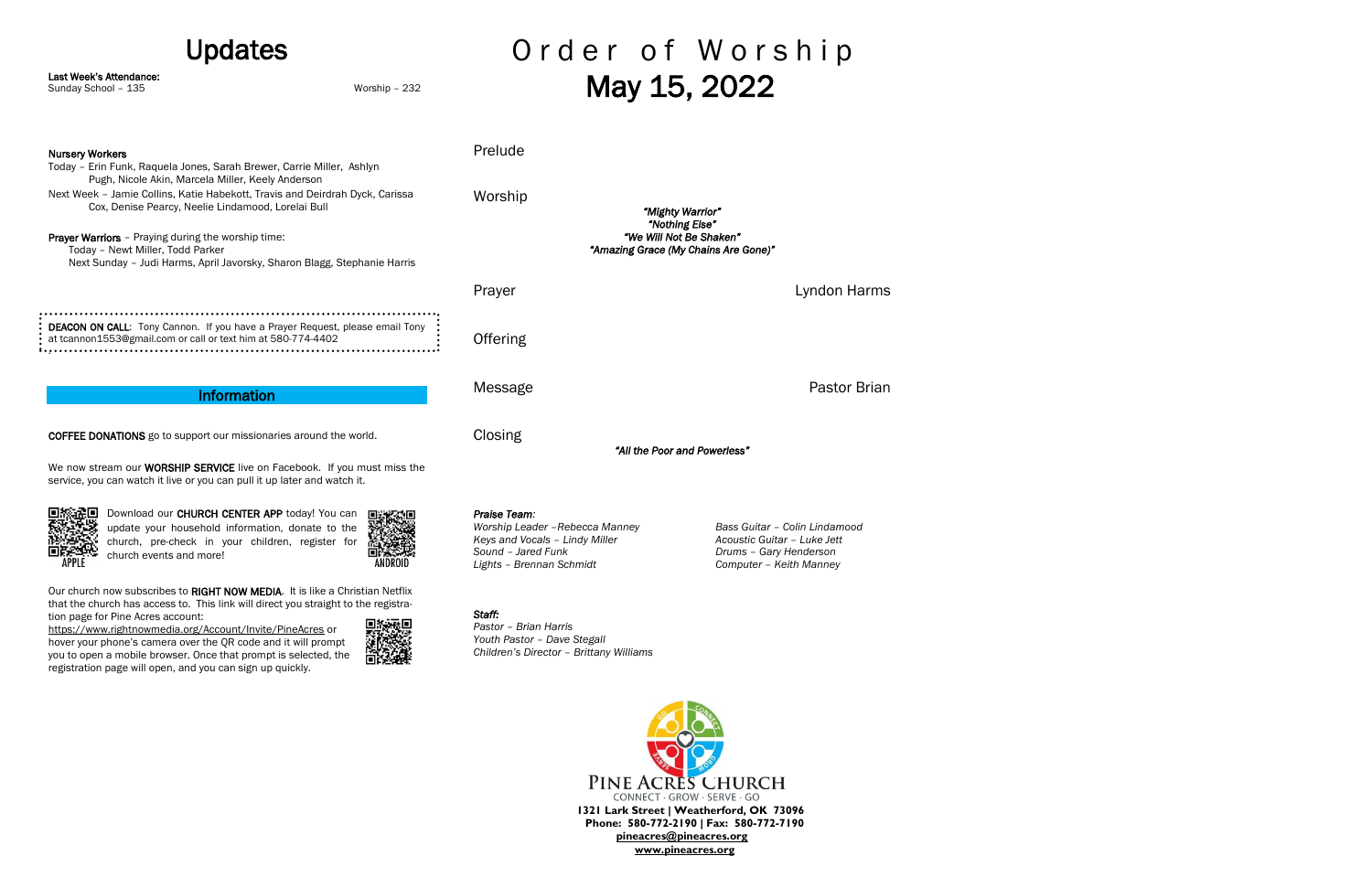# Updates

**Last Week's Attendance:**
Sunday School – 135 Worship – 232

**Nursery Workers**
Today – Erin Funk, Raquela Jones, Sarah Brewer, Carrie Miller, Ashlyn Pugh, Nicole Akin, Marcela Miller, Keely Anderson
Next Week – Jamie Collins, Katie Habekott, Travis and Deirdrah Dyck, Carissa Cox, Denise Pearcy, Neelie Lindamood, Lorelai Bull

**Prayer Warriors** – Praying during the worship time:
Today – Newt Miller, Todd Parker
Next Sunday – Judi Harms, April Javorsky, Sharon Blagg, Stephanie Harris

**DEACON ON CALL**: Tony Cannon. If you have a Prayer Request, please email Tony at tcannon1553@gmail.com or call or text him at 580-774-4402

## Information

**COFFEE DONATIONS** go to support our missionaries around the world.

We now stream our **WORSHIP SERVICE** live on Facebook. If you must miss the service, you can watch it live or you can pull it up later and watch it.

APPLE

Download our **CHURCH CENTER APP** today! You can update your household information, donate to the church, pre-check in your children, register for church events and more!

ANDROID

Our church now subscribes to **RIGHT NOW MEDIA**. It is like a Christian Netflix that the church has access to. This link will direct you straight to the registration page for Pine Acres account:
https://www.rightnowmedia.org/Account/Invite/PineAcres or hover your phone's camera over the QR code and it will prompt you to open a mobile browser. Once that prompt is selected, the registration page will open, and you can sign up quickly.

# Order of Worship
## May 15, 2022

Prelude

Worship

*"Mighty Warrior"*
*"Nothing Else"*
*"We Will Not Be Shaken"*
*"Amazing Grace (My Chains Are Gone)"*

Prayer Lyndon Harms

Offering

Message Pastor Brian

Closing

*"All the Poor and Powerless"*

***Praise Team:***
*Worship Leader –Rebecca Manney*
*Keys and Vocals – Lindy Miller*
*Sound – Jared Funk*
*Lights – Brennan Schmidt*
*Bass Guitar – Colin Lindamood*
*Acoustic Guitar – Luke Jett*
*Drums – Gary Henderson*
*Computer – Keith Manney*

***Staff:***
*Pastor – Brian Harris*
*Youth Pastor – Dave Stegall*
*Children's Director – Brittany Williams*

PINE ACRES CHURCH
CONNECT · GROW · SERVE · GO
**1321 Lark Street | Weatherford, OK 73096**
**Phone: 580-772-2190 | Fax: 580-772-7190**
**pineacres@pineacres.org**
**www.pineacres.org**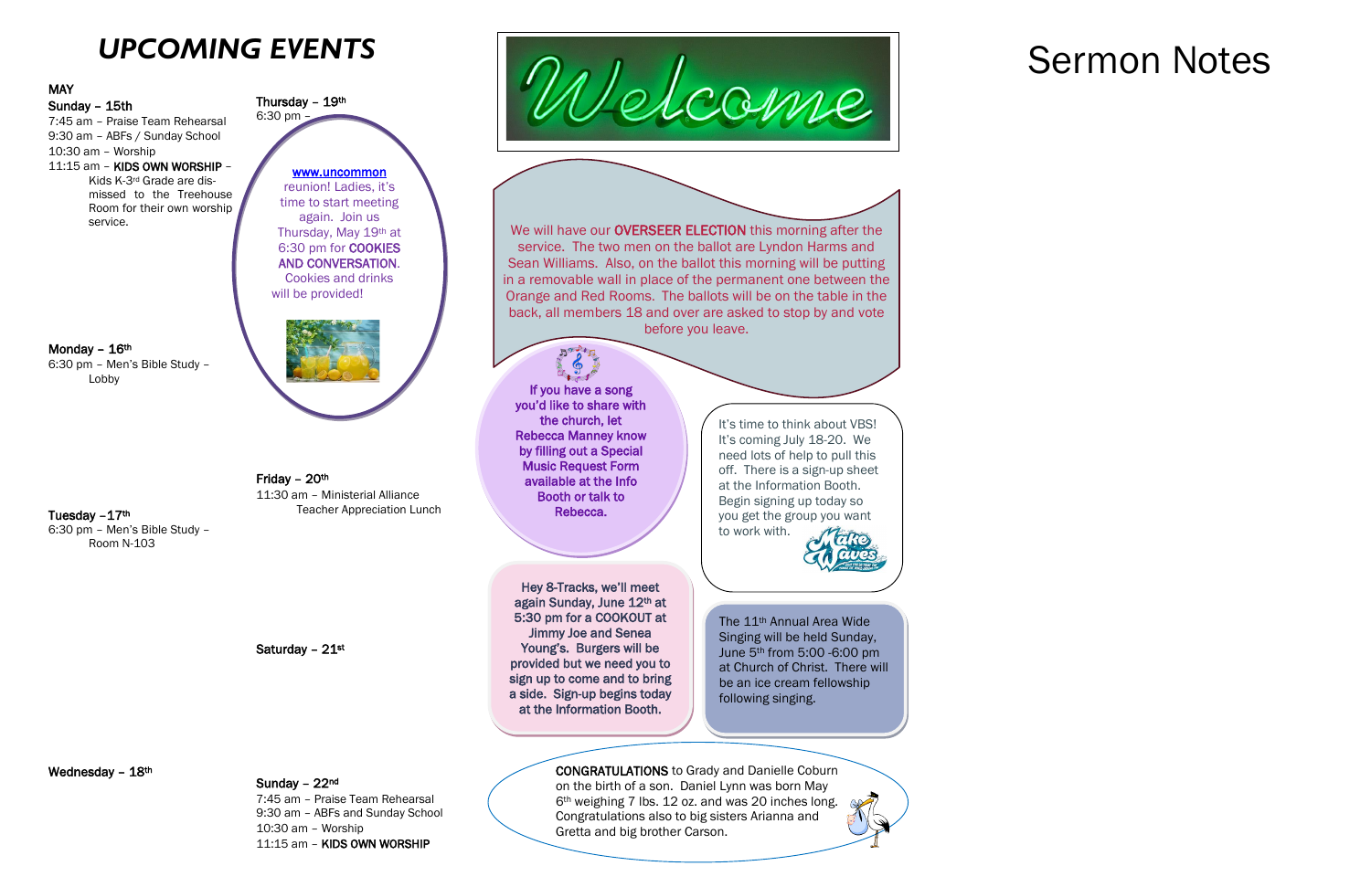# *UPCOMING EVENTS*

**MAY**

**Sunday – 15th**
7:45 am – Praise Team Rehearsal
9:30 am – ABFs / Sunday School
10:30 am – Worship
11:15 am – **KIDS OWN WORSHIP** – Kids K-3rd Grade are dismissed to the Treehouse Room for their own worship service.

**Monday – 16th**
6:30 pm – Men's Bible Study – Lobby

**Tuesday –17th**
6:30 pm – Men's Bible Study – Room N-103

**Wednesday – 18th**

**Thursday – 19th**
6:30 pm –

www.uncommon reunion! Ladies, it's time to start meeting again. Join us Thursday, May 19th at 6:30 pm for **COOKIES AND CONVERSATION**. Cookies and drinks will be provided!

**Friday – 20th**
11:30 am – Ministerial Alliance Teacher Appreciation Lunch

**Saturday – 21st**

**Sunday – 22nd**
7:45 am – Praise Team Rehearsal
9:30 am – ABFs and Sunday School
10:30 am – Worship
11:15 am – **KIDS OWN WORSHIP**

# Welcome

We will have our **OVERSEER ELECTION** this morning after the service. The two men on the ballot are Lyndon Harms and Sean Williams. Also, on the ballot this morning will be putting in a removable wall in place of the permanent one between the Orange and Red Rooms. The ballots will be on the table in the back, all members 18 and over are asked to stop by and vote before you leave.

**If you have a song you'd like to share with the church, let Rebecca Manney know by filling out a Special Music Request Form available at the Info Booth or talk to Rebecca.**

It's time to think about VBS! It's coming July 18-20. We need lots of help to pull this off. There is a sign-up sheet at the Information Booth. Begin signing up today so you get the group you want to work with.

**Hey 8-Tracks, we'll meet again Sunday, June 12th at 5:30 pm for a COOKOUT at Jimmy Joe and Senea Young's. Burgers will be provided but we need you to sign up to come and to bring a side. Sign-up begins today at the Information Booth.**

The 11th Annual Area Wide Singing will be held Sunday, June 5th from 5:00 -6:00 pm at Church of Christ. There will be an ice cream fellowship following singing.

**CONGRATULATIONS** to Grady and Danielle Coburn on the birth of a son. Daniel Lynn was born May 6th weighing 7 lbs. 12 oz. and was 20 inches long. Congratulations also to big sisters Arianna and Gretta and big brother Carson.

# Sermon Notes